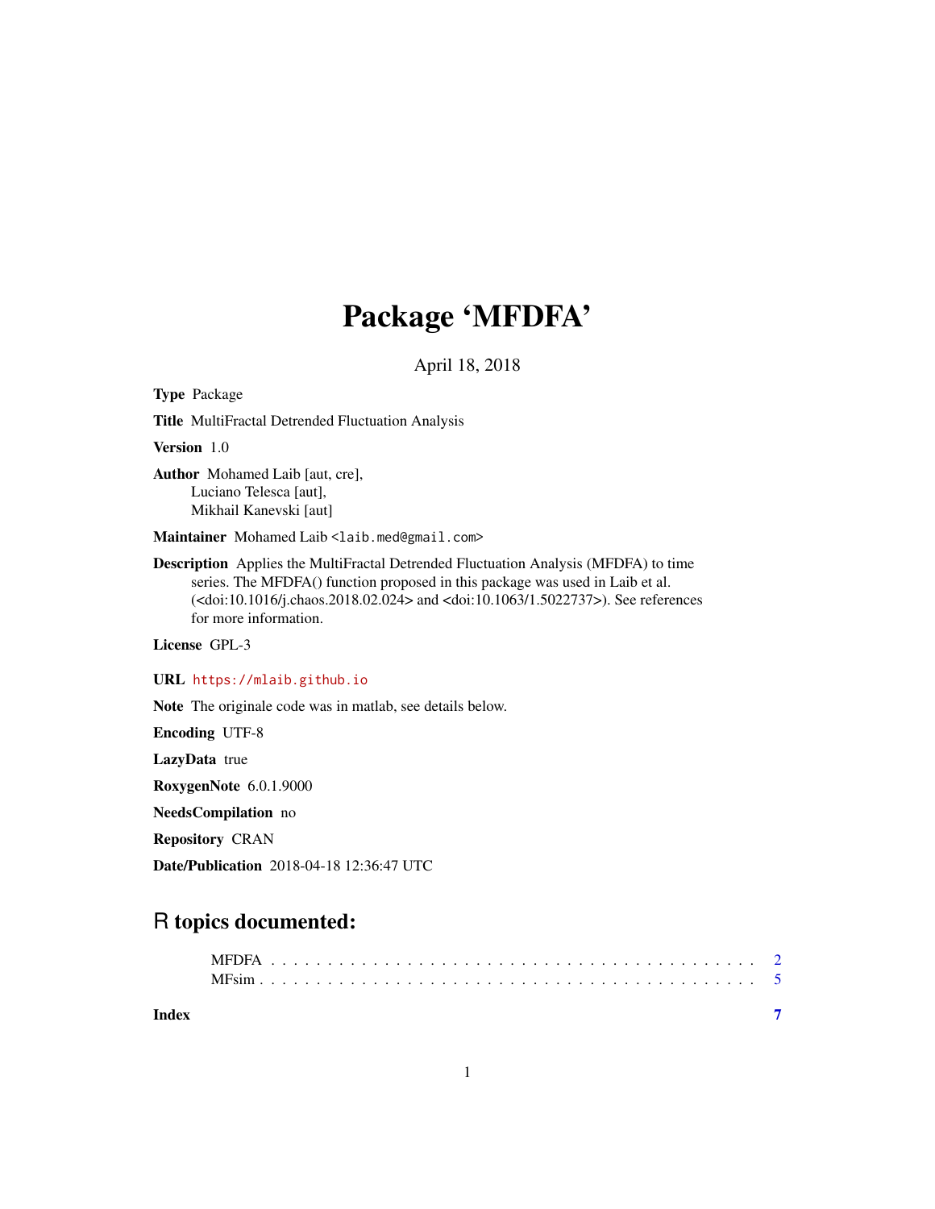# Package 'MFDFA'

April 18, 2018

**Type** Package

**Title** MultiFractal Detrended Fluctuation Analysis

**Version** 1.0

**Author** Mohamed Laib [aut, cre],
Luciano Telesca [aut],
Mikhail Kanevski [aut]

**Maintainer** Mohamed Laib <laib.med@gmail.com>

**Description** Applies the MultiFractal Detrended Fluctuation Analysis (MFDFA) to time series. The MFDFA() function proposed in this package was used in Laib et al. (<doi:10.1016/j.chaos.2018.02.024> and <doi:10.1063/1.5022737>). See references for more information.

**License** GPL-3

**URL** https://mlaib.github.io

**Note** The originale code was in matlab, see details below.

**Encoding** UTF-8

**LazyData** true

**RoxygenNote** 6.0.1.9000

**NeedsCompilation** no

**Repository** CRAN

**Date/Publication** 2018-04-18 12:36:47 UTC

## R topics documented:

| | |
|---|---|
| MFDFA | 2 |
| MFsim | 5 |
| **Index** | **7** |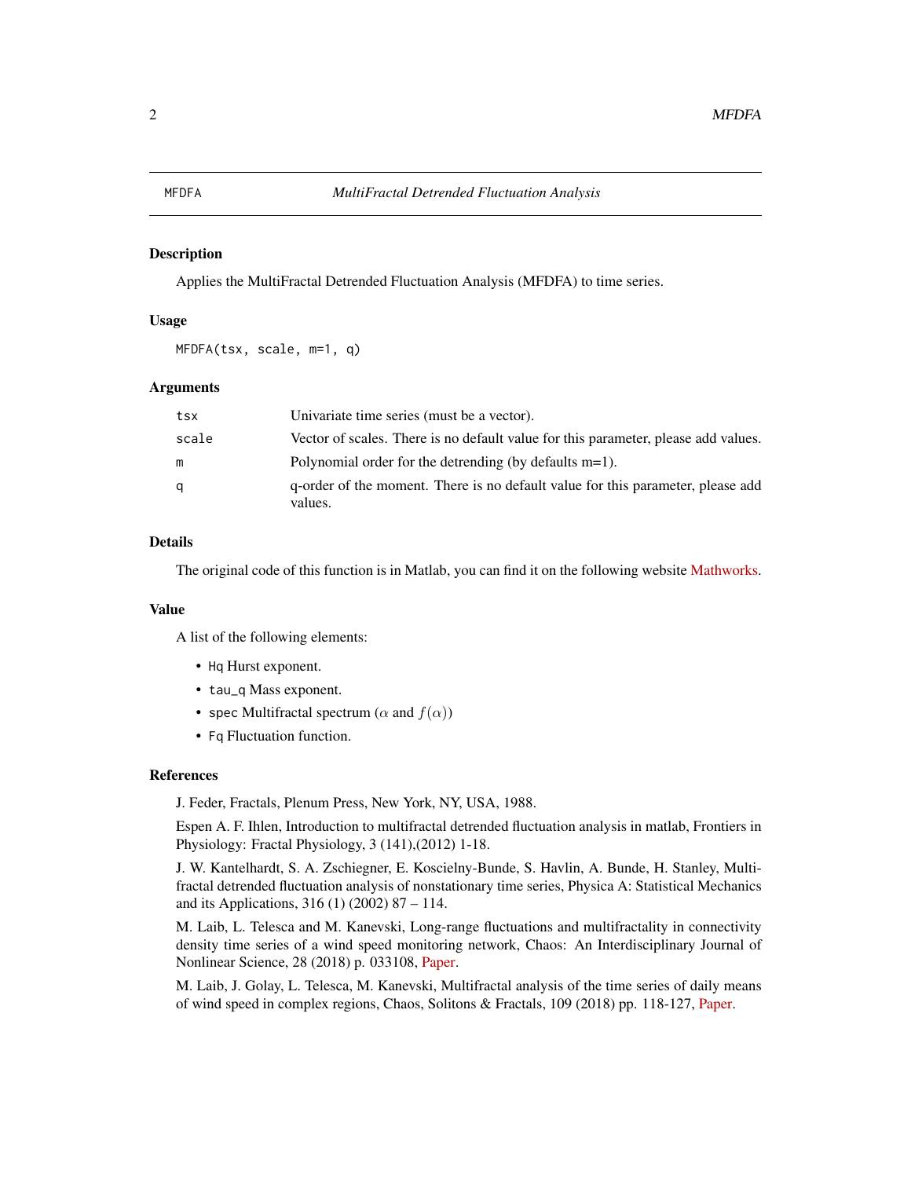# MFDFA — *MultiFractal Detrended Fluctuation Analysis*

## Description

Applies the MultiFractal Detrended Fluctuation Analysis (MFDFA) to time series.

## Usage

```
MFDFA(tsx, scale, m=1, q)
```

## Arguments

| Argument | Description |
|---|---|
| `tsx` | Univariate time series (must be a vector). |
| `scale` | Vector of scales. There is no default value for this parameter, please add values. |
| `m` | Polynomial order for the detrending (by defaults m=1). |
| `q` | q-order of the moment. There is no default value for this parameter, please add values. |

## Details

The original code of this function is in Matlab, you can find it on the following website Mathworks.

## Value

A list of the following elements:

- `Hq` Hurst exponent.
- `tau_q` Mass exponent.
- `spec` Multifractal spectrum ($\alpha$ and $f(\alpha)$)
- `Fq` Fluctuation function.

## References

J. Feder, Fractals, Plenum Press, New York, NY, USA, 1988.

Espen A. F. Ihlen, Introduction to multifractal detrended fluctuation analysis in matlab, Frontiers in Physiology: Fractal Physiology, 3 (141),(2012) 1-18.

J. W. Kantelhardt, S. A. Zschiegner, E. Koscielny-Bunde, S. Havlin, A. Bunde, H. Stanley, Multifractal detrended fluctuation analysis of nonstationary time series, Physica A: Statistical Mechanics and its Applications, 316 (1) (2002) 87 – 114.

M. Laib, L. Telesca and M. Kanevski, Long-range fluctuations and multifractality in connectivity density time series of a wind speed monitoring network, Chaos: An Interdisciplinary Journal of Nonlinear Science, 28 (2018) p. 033108, Paper.

M. Laib, J. Golay, L. Telesca, M. Kanevski, Multifractal analysis of the time series of daily means of wind speed in complex regions, Chaos, Solitons & Fractals, 109 (2018) pp. 118-127, Paper.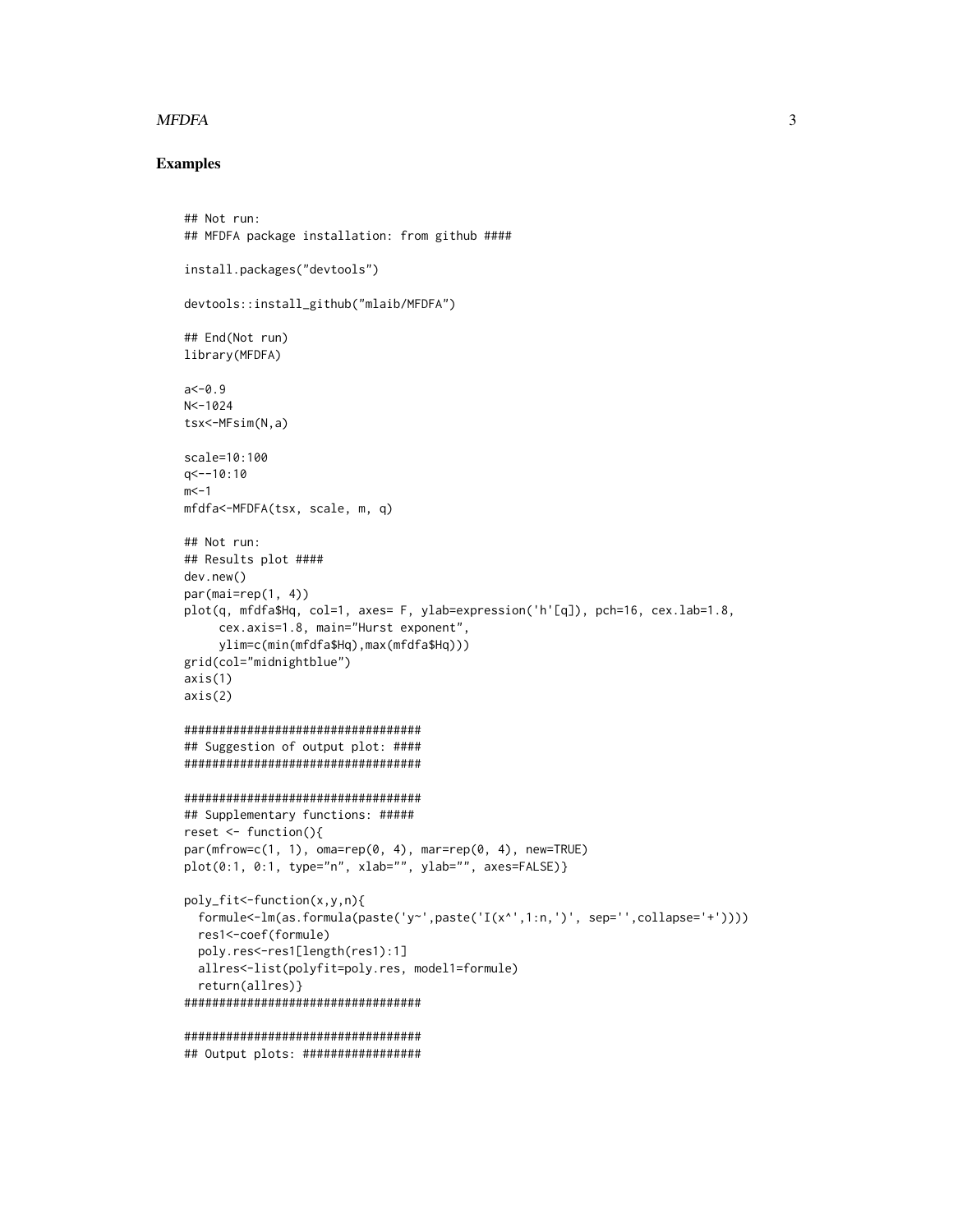### Examples

```
## Not run:
## MFDFA package installation: from github ####

install.packages("devtools")

devtools::install_github("mlaib/MFDFA")

## End(Not run)
library(MFDFA)

a<-0.9
N<-1024
tsx<-MFsim(N,a)

scale=10:100
q<--10:10
m<-1
mfdfa<-MFDFA(tsx, scale, m, q)

## Not run:
## Results plot ####
dev.new()
par(mai=rep(1, 4))
plot(q, mfdfa$Hq, col=1, axes= F, ylab=expression('h'[q]), pch=16, cex.lab=1.8,
     cex.axis=1.8, main="Hurst exponent",
     ylim=c(min(mfdfa$Hq),max(mfdfa$Hq)))
grid(col="midnightblue")
axis(1)
axis(2)

##################################
## Suggestion of output plot: ####
##################################

##################################
## Supplementary functions: #####
reset <- function(){
par(mfrow=c(1, 1), oma=rep(0, 4), mar=rep(0, 4), new=TRUE)
plot(0:1, 0:1, type="n", xlab="", ylab="", axes=FALSE)}

poly_fit<-function(x,y,n){
  formule<-lm(as.formula(paste('y~',paste('I(x^',1:n,')', sep='',collapse='+'))))
  res1<-coef(formule)
  poly.res<-res1[length(res1):1]
  allres<-list(polyfit=poly.res, model1=formule)
  return(allres)}
##################################

##################################
## Output plots: ################
```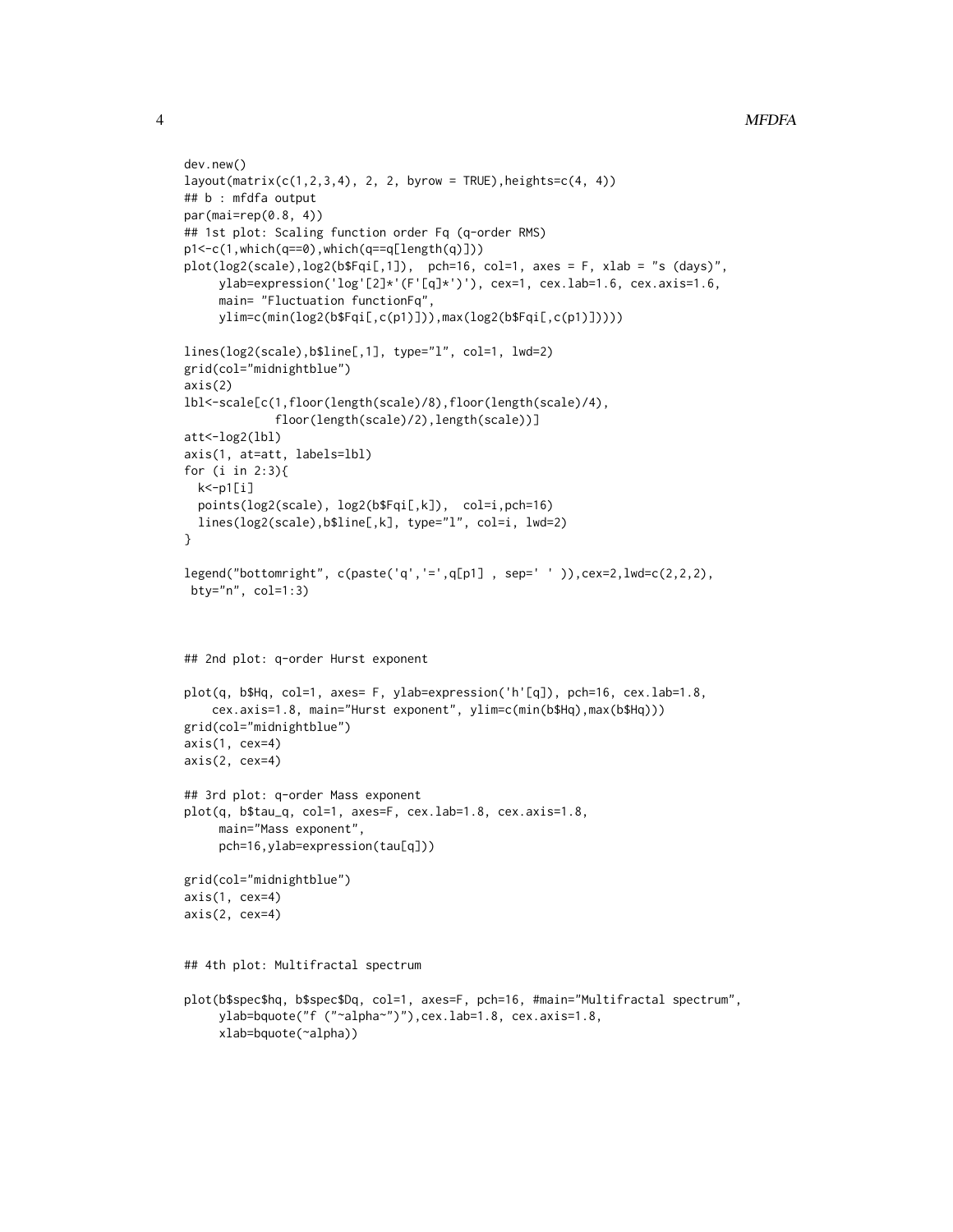```
dev.new()
layout(matrix(c(1,2,3,4), 2, 2, byrow = TRUE),heights=c(4, 4))
## b : mfdfa output
par(mai=rep(0.8, 4))
## 1st plot: Scaling function order Fq (q-order RMS)
p1<-c(1,which(q==0),which(q==q[length(q)]))
plot(log2(scale),log2(b$Fqi[,1]),  pch=16, col=1, axes = F, xlab = "s (days)",
     ylab=expression('log'[2]*'(F'[q]*')'), cex=1, cex.lab=1.6, cex.axis=1.6,
     main= "Fluctuation functionFq",
     ylim=c(min(log2(b$Fqi[,c(p1)])),max(log2(b$Fqi[,c(p1)]))))

lines(log2(scale),b$line[,1], type="l", col=1, lwd=2)
grid(col="midnightblue")
axis(2)
lbl<-scale[c(1,floor(length(scale)/8),floor(length(scale)/4),
             floor(length(scale)/2),length(scale))]
att<-log2(lbl)
axis(1, at=att, labels=lbl)
for (i in 2:3){
  k<-p1[i]
  points(log2(scale), log2(b$Fqi[,k]),  col=i,pch=16)
  lines(log2(scale),b$line[,k], type="l", col=i, lwd=2)
}

legend("bottomright", c(paste('q','=',q[p1] , sep=' ' )),cex=2,lwd=c(2,2,2),
 bty="n", col=1:3)



## 2nd plot: q-order Hurst exponent

plot(q, b$Hq, col=1, axes= F, ylab=expression('h'[q]), pch=16, cex.lab=1.8,
    cex.axis=1.8, main="Hurst exponent", ylim=c(min(b$Hq),max(b$Hq)))
grid(col="midnightblue")
axis(1, cex=4)
axis(2, cex=4)

## 3rd plot: q-order Mass exponent
plot(q, b$tau_q, col=1, axes=F, cex.lab=1.8, cex.axis=1.8,
     main="Mass exponent",
     pch=16,ylab=expression(tau[q]))

grid(col="midnightblue")
axis(1, cex=4)
axis(2, cex=4)


## 4th plot: Multifractal spectrum

plot(b$spec$hq, b$spec$Dq, col=1, axes=F, pch=16, #main="Multifractal spectrum",
     ylab=bquote("f ("~alpha~")"),cex.lab=1.8, cex.axis=1.8,
     xlab=bquote(~alpha))
```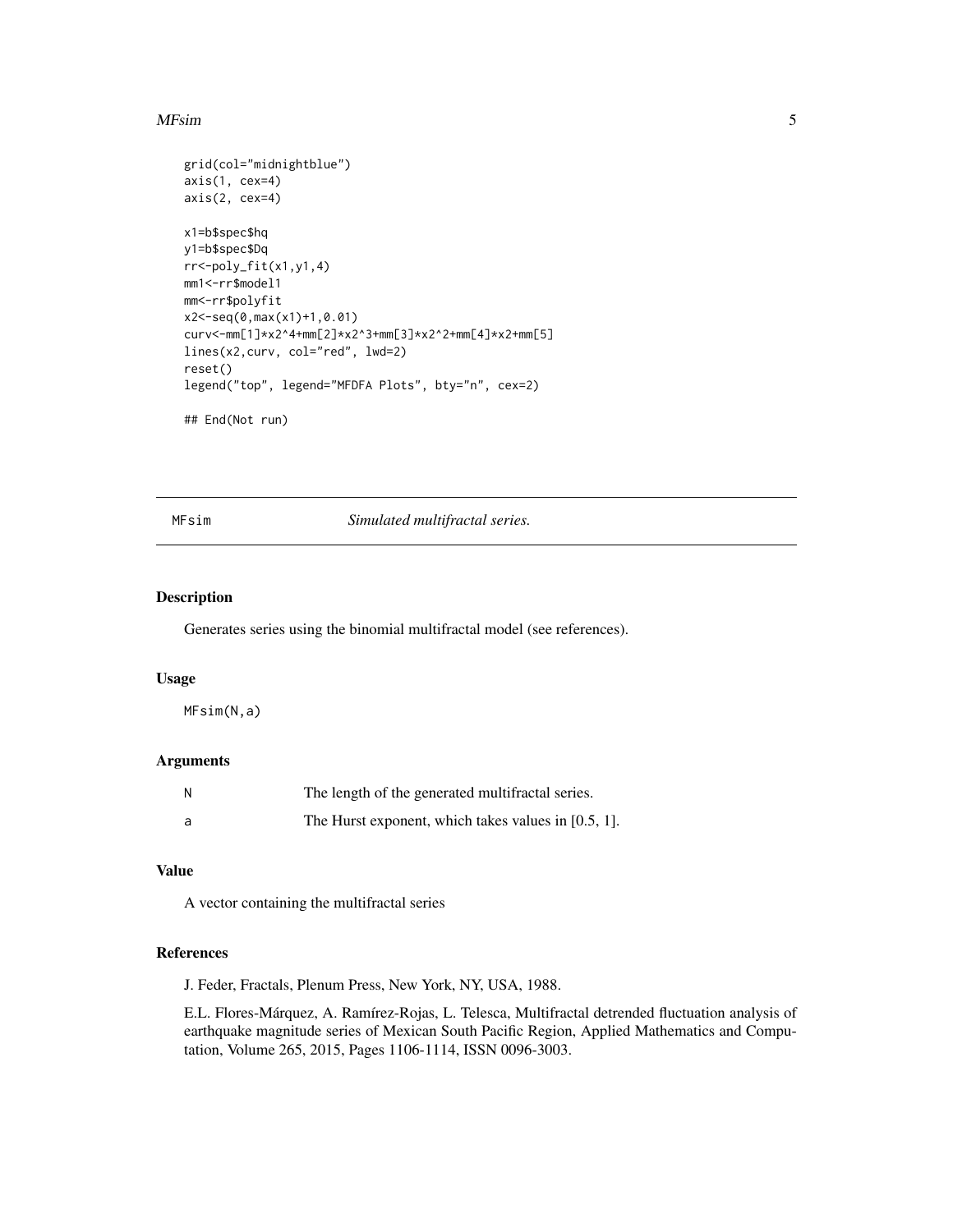```
grid(col="midnightblue")
axis(1, cex=4)
axis(2, cex=4)

x1=b$spec$hq
y1=b$spec$Dq
rr<-poly_fit(x1,y1,4)
mm1<-rr$model1
mm<-rr$polyfit
x2<-seq(0,max(x1)+1,0.01)
curv<-mm[1]*x2^4+mm[2]*x2^3+mm[3]*x2^2+mm[4]*x2+mm[5]
lines(x2,curv, col="red", lwd=2)
reset()
legend("top", legend="MFDFA Plots", bty="n", cex=2)

## End(Not run)
```

---

## MFsim &nbsp;&nbsp;&nbsp;&nbsp; *Simulated multifractal series.*

---

### Description

Generates series using the binomial multifractal model (see references).

### Usage

```
MFsim(N,a)
```

### Arguments

| | |
|---|---|
| N | The length of the generated multifractal series. |
| a | The Hurst exponent, which takes values in [0.5, 1]. |

### Value

A vector containing the multifractal series

### References

J. Feder, Fractals, Plenum Press, New York, NY, USA, 1988.

E.L. Flores-Márquez, A. Ramírez-Rojas, L. Telesca, Multifractal detrended fluctuation analysis of earthquake magnitude series of Mexican South Pacific Region, Applied Mathematics and Computation, Volume 265, 2015, Pages 1106-1114, ISSN 0096-3003.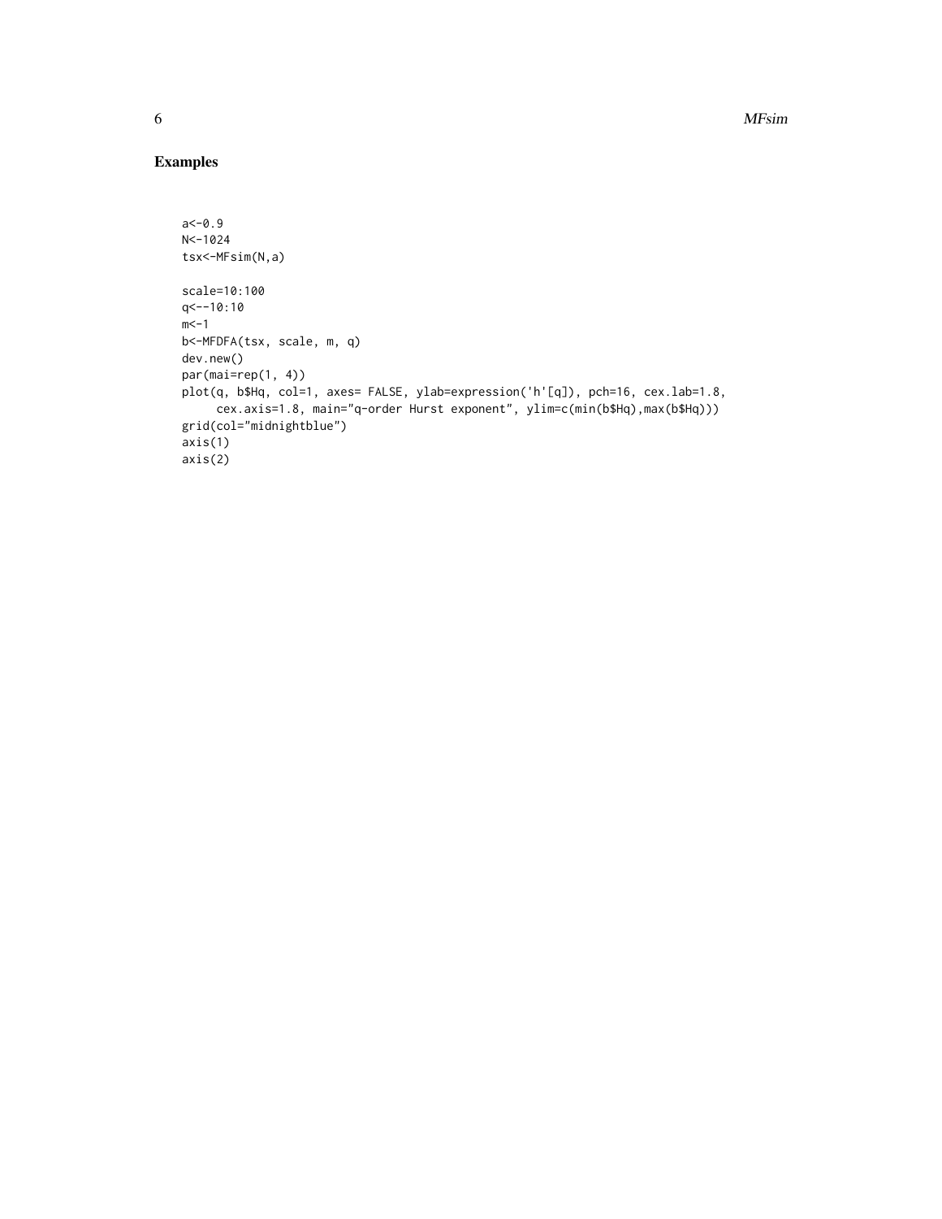## Examples

```
a<-0.9
N<-1024
tsx<-MFsim(N,a)

scale=10:100
q<--10:10
m<-1
b<-MFDFA(tsx, scale, m, q)
dev.new()
par(mai=rep(1, 4))
plot(q, b$Hq, col=1, axes= FALSE, ylab=expression('h'[q]), pch=16, cex.lab=1.8,
     cex.axis=1.8, main="q-order Hurst exponent", ylim=c(min(b$Hq),max(b$Hq)))
grid(col="midnightblue")
axis(1)
axis(2)
```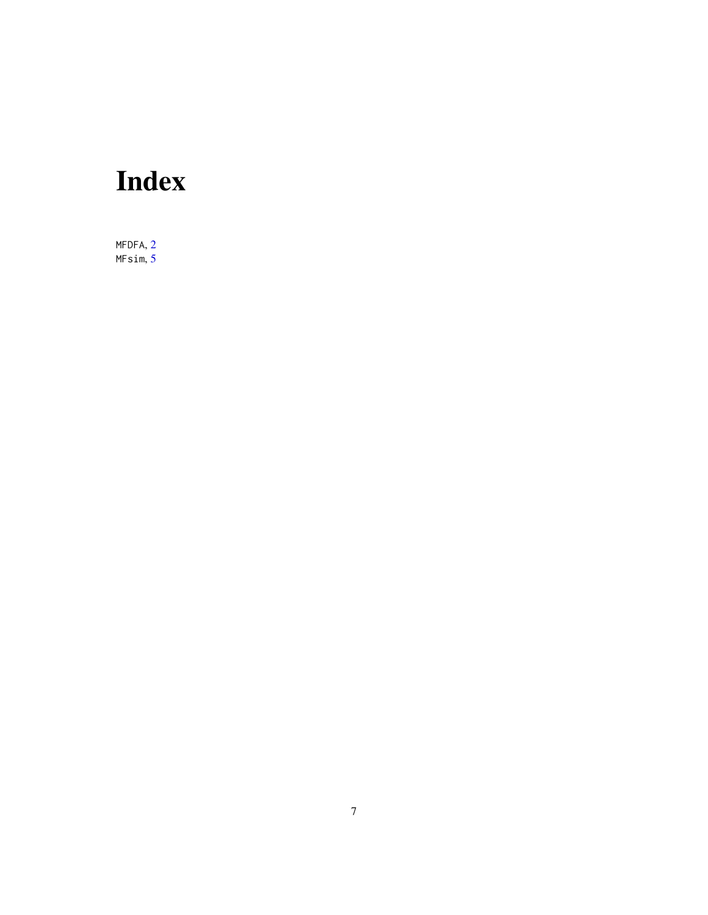# Index

MFDFA, 2
MFsim, 5